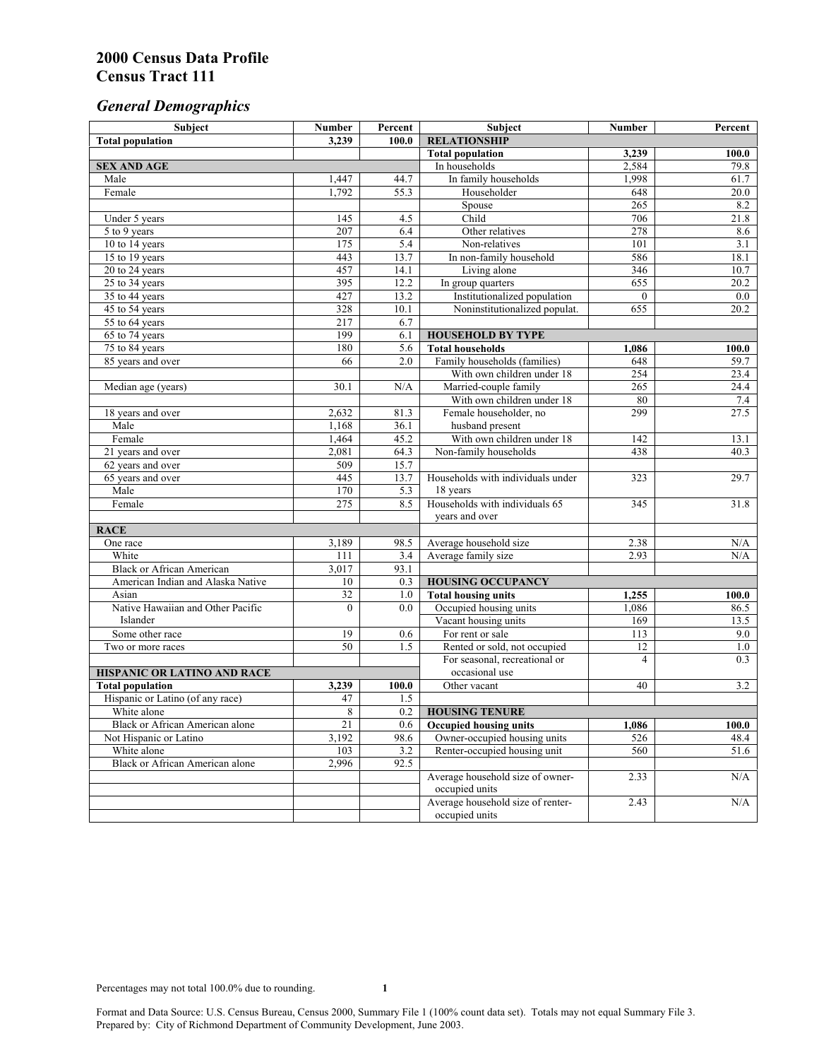# 2000 Census Data Profile
# Census Tract 111

## *General Demographics*

| Subject | Number | Percent | Subject | Number | Percent |
|---|---|---|---|---|---|
| **Total population** | **3,239** | **100.0** | **RELATIONSHIP** | | |
| | | | **Total population** | **3,239** | **100.0** |
| **SEX AND AGE** | | | In households | 2,584 | 79.8 |
| Male | 1,447 | 44.7 | In family households | 1,998 | 61.7 |
| Female | 1,792 | 55.3 | Householder | 648 | 20.0 |
| | | | Spouse | 265 | 8.2 |
| Under 5 years | 145 | 4.5 | Child | 706 | 21.8 |
| 5 to 9 years | 207 | 6.4 | Other relatives | 278 | 8.6 |
| 10 to 14 years | 175 | 5.4 | Non-relatives | 101 | 3.1 |
| 15 to 19 years | 443 | 13.7 | In non-family household | 586 | 18.1 |
| 20 to 24 years | 457 | 14.1 | Living alone | 346 | 10.7 |
| 25 to 34 years | 395 | 12.2 | In group quarters | 655 | 20.2 |
| 35 to 44 years | 427 | 13.2 | Institutionalized population | 0 | 0.0 |
| 45 to 54 years | 328 | 10.1 | Noninstitutionalized populat. | 655 | 20.2 |
| 55 to 64 years | 217 | 6.7 | | | |
| 65 to 74 years | 199 | 6.1 | **HOUSEHOLD BY TYPE** | | |
| 75 to 84 years | 180 | 5.6 | **Total households** | **1,086** | **100.0** |
| 85 years and over | 66 | 2.0 | Family households (families) | 648 | 59.7 |
| | | | With own children under 18 | 254 | 23.4 |
| Median age (years) | 30.1 | N/A | Married-couple family | 265 | 24.4 |
| | | | With own children under 18 | 80 | 7.4 |
| 18 years and over | 2,632 | 81.3 | Female householder, no husband present | 299 | 27.5 |
| Male | 1,168 | 36.1 | | | |
| Female | 1,464 | 45.2 | With own children under 18 | 142 | 13.1 |
| 21 years and over | 2,081 | 64.3 | Non-family households | 438 | 40.3 |
| 62 years and over | 509 | 15.7 | | | |
| 65 years and over | 445 | 13.7 | Households with individuals under 18 years | 323 | 29.7 |
| Male | 170 | 5.3 | | | |
| Female | 275 | 8.5 | Households with individuals 65 years and over | 345 | 31.8 |
| **RACE** | | | | | |
| One race | 3,189 | 98.5 | Average household size | 2.38 | N/A |
| White | 111 | 3.4 | Average family size | 2.93 | N/A |
| Black or African American | 3,017 | 93.1 | | | |
| American Indian and Alaska Native | 10 | 0.3 | **HOUSING OCCUPANCY** | | |
| Asian | 32 | 1.0 | **Total housing units** | **1,255** | **100.0** |
| Native Hawaiian and Other Pacific Islander | 0 | 0.0 | Occupied housing units | 1,086 | 86.5 |
| | | | Vacant housing units | 169 | 13.5 |
| Some other race | 19 | 0.6 | For rent or sale | 113 | 9.0 |
| Two or more races | 50 | 1.5 | Rented or sold, not occupied | 12 | 1.0 |
| | | | For seasonal, recreational or occasional use | 4 | 0.3 |
| **HISPANIC OR LATINO AND RACE** | | | | | |
| **Total population** | **3,239** | **100.0** | Other vacant | 40 | 3.2 |
| Hispanic or Latino (of any race) | 47 | 1.5 | | | |
| White alone | 8 | 0.2 | **HOUSING TENURE** | | |
| Black or African American alone | 21 | 0.6 | **Occupied housing units** | **1,086** | **100.0** |
| Not Hispanic or Latino | 3,192 | 98.6 | Owner-occupied housing units | 526 | 48.4 |
| White alone | 103 | 3.2 | Renter-occupied housing unit | 560 | 51.6 |
| Black or African American alone | 2,996 | 92.5 | | | |
| | | | Average household size of owner-occupied units | 2.33 | N/A |
| | | | Average household size of renter-occupied units | 2.43 | N/A |

Percentages may not total 100.0% due to rounding.

Format and Data Source: U.S. Census Bureau, Census 2000, Summary File 1 (100% count data set). Totals may not equal Summary File 3.
Prepared by: City of Richmond Department of Community Development, June 2003.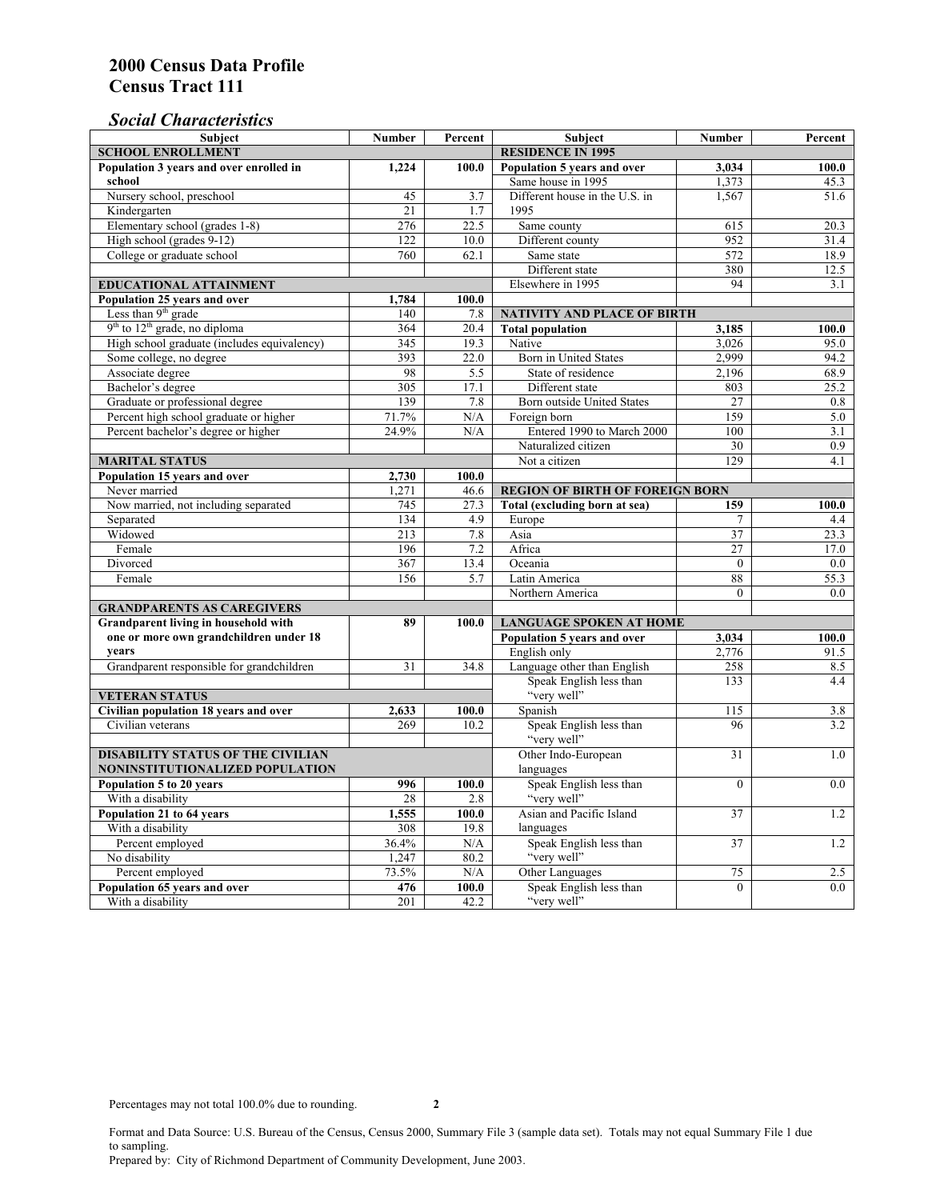# 2000 Census Data Profile
# Census Tract 111

## *Social Characteristics*

| Subject | Number | Percent |
|---|---|---|
| **SCHOOL ENROLLMENT** | | |
| **Population 3 years and over enrolled in school** | **1,224** | **100.0** |
| Nursery school, preschool | 45 | 3.7 |
| Kindergarten | 21 | 1.7 |
| Elementary school (grades 1-8) | 276 | 22.5 |
| High school (grades 9-12) | 122 | 10.0 |
| College or graduate school | 760 | 62.1 |
| **EDUCATIONAL ATTAINMENT** | | |
| **Population 25 years and over** | **1,784** | **100.0** |
| Less than 9th grade | 140 | 7.8 |
| 9th to 12th grade, no diploma | 364 | 20.4 |
| High school graduate (includes equivalency) | 345 | 19.3 |
| Some college, no degree | 393 | 22.0 |
| Associate degree | 98 | 5.5 |
| Bachelor's degree | 305 | 17.1 |
| Graduate or professional degree | 139 | 7.8 |
| Percent high school graduate or higher | 71.7% | N/A |
| Percent bachelor's degree or higher | 24.9% | N/A |
| **MARITAL STATUS** | | |
| **Population 15 years and over** | **2,730** | **100.0** |
| Never married | 1,271 | 46.6 |
| Now married, not including separated | 745 | 27.3 |
| Separated | 134 | 4.9 |
| Widowed | 213 | 7.8 |
| Female | 196 | 7.2 |
| Divorced | 367 | 13.4 |
| Female | 156 | 5.7 |
| **GRANDPARENTS AS CAREGIVERS** | | |
| **Grandparent living in household with one or more own grandchildren under 18 years** | **89** | **100.0** |
| Grandparent responsible for grandchildren | 31 | 34.8 |
| **VETERAN STATUS** | | |
| **Civilian population 18 years and over** | **2,633** | **100.0** |
| Civilian veterans | 269 | 10.2 |
| **DISABILITY STATUS OF THE CIVILIAN NONINSTITUTIONALIZED POPULATION** | | |
| **Population 5 to 20 years** | **996** | **100.0** |
| With a disability | 28 | 2.8 |
| **Population 21 to 64 years** | **1,555** | **100.0** |
| With a disability | 308 | 19.8 |
| Percent employed | 36.4% | N/A |
| No disability | 1,247 | 80.2 |
| Percent employed | 73.5% | N/A |
| **Population 65 years and over** | **476** | **100.0** |
| With a disability | 201 | 42.2 |

| Subject | Number | Percent |
|---|---|---|
| **RESIDENCE IN 1995** | | |
| **Population 5 years and over** | **3,034** | **100.0** |
| Same house in 1995 | 1,373 | 45.3 |
| Different house in the U.S. in 1995 | 1,567 | 51.6 |
| Same county | 615 | 20.3 |
| Different county | 952 | 31.4 |
| Same state | 572 | 18.9 |
| Different state | 380 | 12.5 |
| Elsewhere in 1995 | 94 | 3.1 |
| **NATIVITY AND PLACE OF BIRTH** | | |
| **Total population** | **3,185** | **100.0** |
| Native | 3,026 | 95.0 |
| Born in United States | 2,999 | 94.2 |
| State of residence | 2,196 | 68.9 |
| Different state | 803 | 25.2 |
| Born outside United States | 27 | 0.8 |
| Foreign born | 159 | 5.0 |
| Entered 1990 to March 2000 | 100 | 3.1 |
| Naturalized citizen | 30 | 0.9 |
| Not a citizen | 129 | 4.1 |
| **REGION OF BIRTH OF FOREIGN BORN** | | |
| **Total (excluding born at sea)** | **159** | **100.0** |
| Europe | 7 | 4.4 |
| Asia | 37 | 23.3 |
| Africa | 27 | 17.0 |
| Oceania | 0 | 0.0 |
| Latin America | 88 | 55.3 |
| Northern America | 0 | 0.0 |
| **LANGUAGE SPOKEN AT HOME** | | |
| **Population 5 years and over** | **3,034** | **100.0** |
| English only | 2,776 | 91.5 |
| Language other than English | 258 | 8.5 |
| Speak English less than "very well" | 133 | 4.4 |
| Spanish | 115 | 3.8 |
| Speak English less than "very well" | 96 | 3.2 |
| Other Indo-European languages | 31 | 1.0 |
| Speak English less than "very well" | 0 | 0.0 |
| Asian and Pacific Island languages | 37 | 1.2 |
| Speak English less than "very well" | 37 | 1.2 |
| Other Languages | 75 | 2.5 |
| Speak English less than "very well" | 0 | 0.0 |

Percentages may not total 100.0% due to rounding.

Format and Data Source: U.S. Bureau of the Census, Census 2000, Summary File 3 (sample data set). Totals may not equal Summary File 1 due to sampling.
Prepared by: City of Richmond Department of Community Development, June 2003.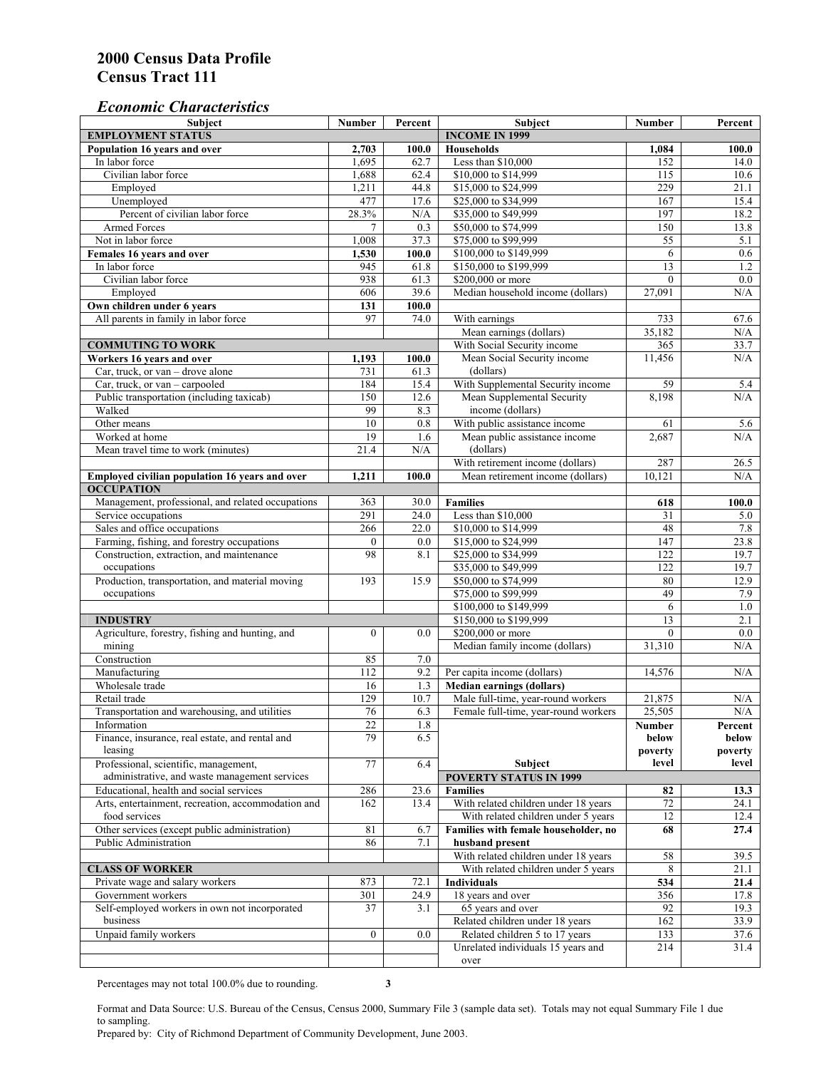# 2000 Census Data Profile
# Census Tract 111

## *Economic Characteristics*

| Subject | Number | Percent |
|---|---|---|
| **EMPLOYMENT STATUS** | | |
| **Population 16 years and over** | **2,703** | **100.0** |
| In labor force | 1,695 | 62.7 |
| Civilian labor force | 1,688 | 62.4 |
| Employed | 1,211 | 44.8 |
| Unemployed | 477 | 17.6 |
| Percent of civilian labor force | 28.3% | N/A |
| Armed Forces | 7 | 0.3 |
| Not in labor force | 1,008 | 37.3 |
| **Females 16 years and over** | **1,530** | **100.0** |
| In labor force | 945 | 61.8 |
| Civilian labor force | 938 | 61.3 |
| Employed | 606 | 39.6 |
| **Own children under 6 years** | **131** | **100.0** |
| All parents in family in labor force | 97 | 74.0 |
| **COMMUTING TO WORK** | | |
| **Workers 16 years and over** | **1,193** | **100.0** |
| Car, truck, or van – drove alone | 731 | 61.3 |
| Car, truck, or van – carpooled | 184 | 15.4 |
| Public transportation (including taxicab) | 150 | 12.6 |
| Walked | 99 | 8.3 |
| Other means | 10 | 0.8 |
| Worked at home | 19 | 1.6 |
| Mean travel time to work (minutes) | 21.4 | N/A |
| **Employed civilian population 16 years and over** | **1,211** | **100.0** |
| **OCCUPATION** | | |
| Management, professional, and related occupations | 363 | 30.0 |
| Service occupations | 291 | 24.0 |
| Sales and office occupations | 266 | 22.0 |
| Farming, fishing, and forestry occupations | 0 | 0.0 |
| Construction, extraction, and maintenance occupations | 98 | 8.1 |
| Production, transportation, and material moving occupations | 193 | 15.9 |
| **INDUSTRY** | | |
| Agriculture, forestry, fishing and hunting, and mining | 0 | 0.0 |
| Construction | 85 | 7.0 |
| Manufacturing | 112 | 9.2 |
| Wholesale trade | 16 | 1.3 |
| Retail trade | 129 | 10.7 |
| Transportation and warehousing, and utilities | 76 | 6.3 |
| Information | 22 | 1.8 |
| Finance, insurance, real estate, and rental and leasing | 79 | 6.5 |
| Professional, scientific, management, administrative, and waste management services | 77 | 6.4 |
| Educational, health and social services | 286 | 23.6 |
| Arts, entertainment, recreation, accommodation and food services | 162 | 13.4 |
| Other services (except public administration) | 81 | 6.7 |
| Public Administration | 86 | 7.1 |
| **CLASS OF WORKER** | | |
| Private wage and salary workers | 873 | 72.1 |
| Government workers | 301 | 24.9 |
| Self-employed workers in own not incorporated business | 37 | 3.1 |
| Unpaid family workers | 0 | 0.0 |

| Subject | Number | Percent |
|---|---|---|
| **INCOME IN 1999** | | |
| **Households** | **1,084** | **100.0** |
| Less than $10,000 | 152 | 14.0 |
| $10,000 to $14,999 | 115 | 10.6 |
| $15,000 to $24,999 | 229 | 21.1 |
| $25,000 to $34,999 | 167 | 15.4 |
| $35,000 to $49,999 | 197 | 18.2 |
| $50,000 to $74,999 | 150 | 13.8 |
| $75,000 to $99,999 | 55 | 5.1 |
| $100,000 to $149,999 | 6 | 0.6 |
| $150,000 to $199,999 | 13 | 1.2 |
| $200,000 or more | 0 | 0.0 |
| Median household income (dollars) | 27,091 | N/A |
| With earnings | 733 | 67.6 |
| Mean earnings (dollars) | 35,182 | N/A |
| With Social Security income | 365 | 33.7 |
| Mean Social Security income (dollars) | 11,456 | N/A |
| With Supplemental Security income | 59 | 5.4 |
| Mean Supplemental Security income (dollars) | 8,198 | N/A |
| With public assistance income | 61 | 5.6 |
| Mean public assistance income (dollars) | 2,687 | N/A |
| With retirement income (dollars) | 287 | 26.5 |
| Mean retirement income (dollars) | 10,121 | N/A |
| **Families** | **618** | **100.0** |
| Less than $10,000 | 31 | 5.0 |
| $10,000 to $14,999 | 48 | 7.8 |
| $15,000 to $24,999 | 147 | 23.8 |
| $25,000 to $34,999 | 122 | 19.7 |
| $35,000 to $49,999 | 122 | 19.7 |
| $50,000 to $74,999 | 80 | 12.9 |
| $75,000 to $99,999 | 49 | 7.9 |
| $100,000 to $149,999 | 6 | 1.0 |
| $150,000 to $199,999 | 13 | 2.1 |
| $200,000 or more | 0 | 0.0 |
| Median family income (dollars) | 31,310 | N/A |
| Per capita income (dollars) | 14,576 | N/A |
| **Median earnings (dollars)** | | |
| Male full-time, year-round workers | 21,875 | N/A |
| Female full-time, year-round workers | 25,505 | N/A |

| Subject | Number below poverty level | Percent below poverty level |
|---|---|---|
| **POVERTY STATUS IN 1999** | | |
| **Families** | **82** | **13.3** |
| With related children under 18 years | 72 | 24.1 |
| With related children under 5 years | 12 | 12.4 |
| **Families with female householder, no husband present** | **68** | **27.4** |
| With related children under 18 years | 58 | 39.5 |
| With related children under 5 years | 8 | 21.1 |
| **Individuals** | **534** | **21.4** |
| 18 years and over | 356 | 17.8 |
| 65 years and over | 92 | 19.3 |
| Related children under 18 years | 162 | 33.9 |
| Related children 5 to 17 years | 133 | 37.6 |
| Unrelated individuals 15 years and over | 214 | 31.4 |

Percentages may not total 100.0% due to rounding.

Format and Data Source: U.S. Bureau of the Census, Census 2000, Summary File 3 (sample data set). Totals may not equal Summary File 1 due to sampling.
Prepared by: City of Richmond Department of Community Development, June 2003.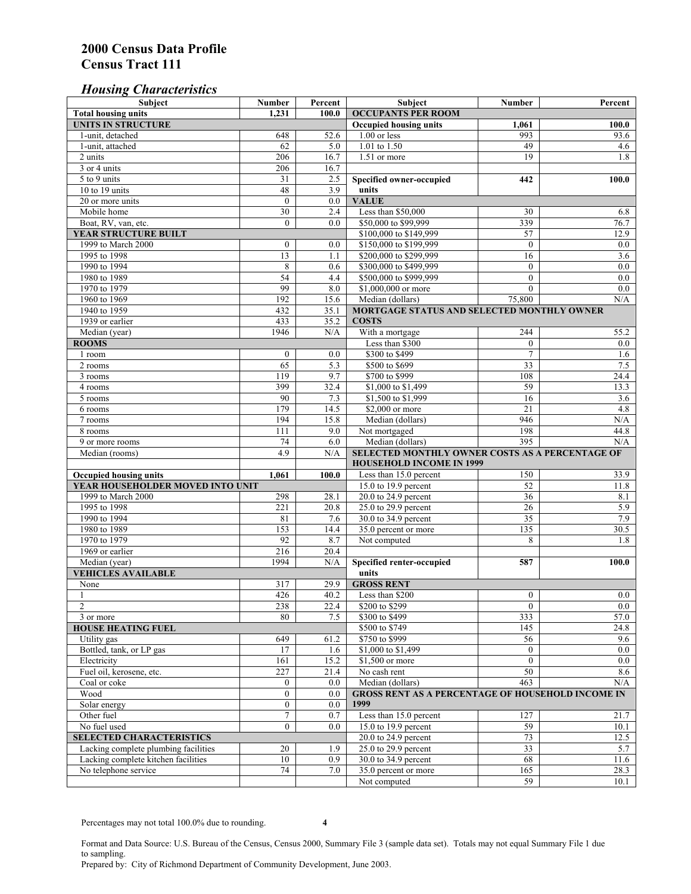# 2000 Census Data Profile
# Census Tract 111

## *Housing Characteristics*

| Subject | Number | Percent | Subject | Number | Percent |
|---|---|---|---|---|---|
| **Total housing units** | **1,231** | **100.0** | **OCCUPANTS PER ROOM** | | |
| **UNITS IN STRUCTURE** | | | **Occupied housing units** | **1,061** | **100.0** |
| 1-unit, detached | 648 | 52.6 | 1.00 or less | 993 | 93.6 |
| 1-unit, attached | 62 | 5.0 | 1.01 to 1.50 | 49 | 4.6 |
| 2 units | 206 | 16.7 | 1.51 or more | 19 | 1.8 |
| 3 or 4 units | 206 | 16.7 | | | |
| 5 to 9 units | 31 | 2.5 | **Specified owner-occupied units** | **442** | **100.0** |
| 10 to 19 units | 48 | 3.9 | | | |
| 20 or more units | 0 | 0.0 | **VALUE** | | |
| Mobile home | 30 | 2.4 | Less than $50,000 | 30 | 6.8 |
| Boat, RV, van, etc. | 0 | 0.0 | $50,000 to $99,999 | 339 | 76.7 |
| **YEAR STRUCTURE BUILT** | | | $100,000 to $149,999 | 57 | 12.9 |
| 1999 to March 2000 | 0 | 0.0 | $150,000 to $199,999 | 0 | 0.0 |
| 1995 to 1998 | 13 | 1.1 | $200,000 to $299,999 | 16 | 3.6 |
| 1990 to 1994 | 8 | 0.6 | $300,000 to $499,999 | 0 | 0.0 |
| 1980 to 1989 | 54 | 4.4 | $500,000 to $999,999 | 0 | 0.0 |
| 1970 to 1979 | 99 | 8.0 | $1,000,000 or more | 0 | 0.0 |
| 1960 to 1969 | 192 | 15.6 | Median (dollars) | 75,800 | N/A |
| 1940 to 1959 | 432 | 35.1 | **MORTGAGE STATUS AND SELECTED MONTHLY OWNER COSTS** | | |
| 1939 or earlier | 433 | 35.2 | | | |
| Median (year) | 1946 | N/A | With a mortgage | 244 | 55.2 |
| **ROOMS** | | | Less than $300 | 0 | 0.0 |
| 1 room | 0 | 0.0 | $300 to $499 | 7 | 1.6 |
| 2 rooms | 65 | 5.3 | $500 to $699 | 33 | 7.5 |
| 3 rooms | 119 | 9.7 | $700 to $999 | 108 | 24.4 |
| 4 rooms | 399 | 32.4 | $1,000 to $1,499 | 59 | 13.3 |
| 5 rooms | 90 | 7.3 | $1,500 to $1,999 | 16 | 3.6 |
| 6 rooms | 179 | 14.5 | $2,000 or more | 21 | 4.8 |
| 7 rooms | 194 | 15.8 | Median (dollars) | 946 | N/A |
| 8 rooms | 111 | 9.0 | Not mortgaged | 198 | 44.8 |
| 9 or more rooms | 74 | 6.0 | Median (dollars) | 395 | N/A |
| Median (rooms) | 4.9 | N/A | **SELECTED MONTHLY OWNER COSTS AS A PERCENTAGE OF HOUSEHOLD INCOME IN 1999** | | |
| **Occupied housing units** | **1,061** | **100.0** | Less than 15.0 percent | 150 | 33.9 |
| **YEAR HOUSEHOLDER MOVED INTO UNIT** | | | 15.0 to 19.9 percent | 52 | 11.8 |
| 1999 to March 2000 | 298 | 28.1 | 20.0 to 24.9 percent | 36 | 8.1 |
| 1995 to 1998 | 221 | 20.8 | 25.0 to 29.9 percent | 26 | 5.9 |
| 1990 to 1994 | 81 | 7.6 | 30.0 to 34.9 percent | 35 | 7.9 |
| 1980 to 1989 | 153 | 14.4 | 35.0 percent or more | 135 | 30.5 |
| 1970 to 1979 | 92 | 8.7 | Not computed | 8 | 1.8 |
| 1969 or earlier | 216 | 20.4 | | | |
| Median (year) | 1994 | N/A | **Specified renter-occupied units** | **587** | **100.0** |
| **VEHICLES AVAILABLE** | | | | | |
| None | 317 | 29.9 | **GROSS RENT** | | |
| 1 | 426 | 40.2 | Less than $200 | 0 | 0.0 |
| 2 | 238 | 22.4 | $200 to $299 | 0 | 0.0 |
| 3 or more | 80 | 7.5 | $300 to $499 | 333 | 57.0 |
| **HOUSE HEATING FUEL** | | | $500 to $749 | 145 | 24.8 |
| Utility gas | 649 | 61.2 | $750 to $999 | 56 | 9.6 |
| Bottled, tank, or LP gas | 17 | 1.6 | $1,000 to $1,499 | 0 | 0.0 |
| Electricity | 161 | 15.2 | $1,500 or more | 0 | 0.0 |
| Fuel oil, kerosene, etc. | 227 | 21.4 | No cash rent | 50 | 8.6 |
| Coal or coke | 0 | 0.0 | Median (dollars) | 463 | N/A |
| Wood | 0 | 0.0 | **GROSS RENT AS A PERCENTAGE OF HOUSEHOLD INCOME IN 1999** | | |
| Solar energy | 0 | 0.0 | | | |
| Other fuel | 7 | 0.7 | Less than 15.0 percent | 127 | 21.7 |
| No fuel used | 0 | 0.0 | 15.0 to 19.9 percent | 59 | 10.1 |
| **SELECTED CHARACTERISTICS** | | | 20.0 to 24.9 percent | 73 | 12.5 |
| Lacking complete plumbing facilities | 20 | 1.9 | 25.0 to 29.9 percent | 33 | 5.7 |
| Lacking complete kitchen facilities | 10 | 0.9 | 30.0 to 34.9 percent | 68 | 11.6 |
| No telephone service | 74 | 7.0 | 35.0 percent or more | 165 | 28.3 |
| | | | Not computed | 59 | 10.1 |

Percentages may not total 100.0% due to rounding.

Format and Data Source: U.S. Bureau of the Census, Census 2000, Summary File 3 (sample data set). Totals may not equal Summary File 1 due to sampling.
Prepared by: City of Richmond Department of Community Development, June 2003.